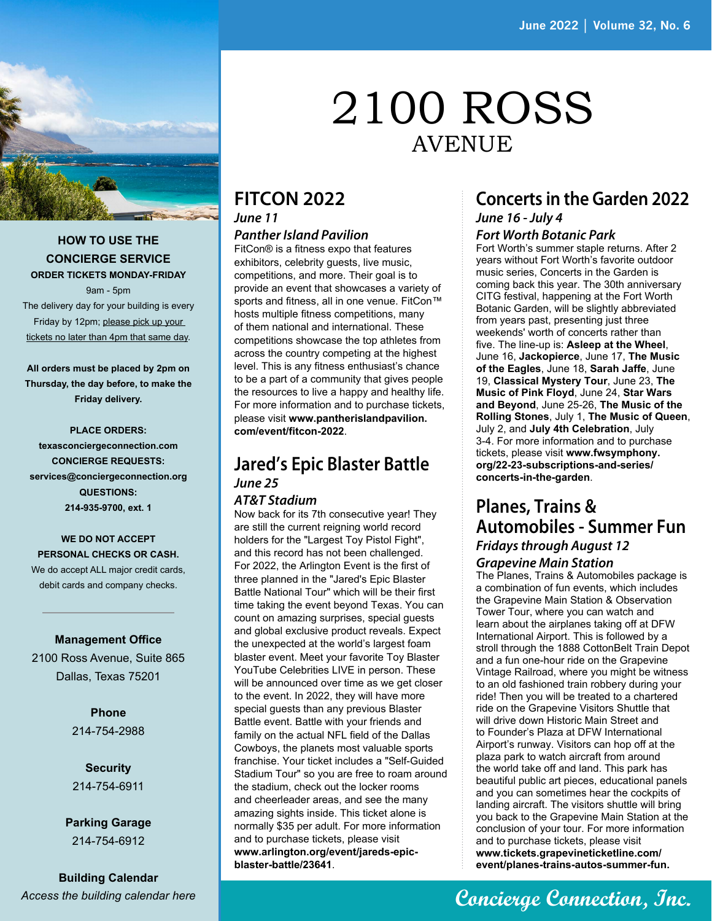# 2100 ROSS AVENUE

## FITCON 2022

***June 11***

***Panther Island Pavilion***

FitCon® is a fitness expo that features exhibitors, celebrity guests, live music, competitions, and more. Their goal is to provide an event that showcases a variety of sports and fitness, all in one venue. FitCon™ hosts multiple fitness competitions, many of them national and international. These competitions showcase the top athletes from across the country competing at the highest level. This is any fitness enthusiast's chance to be a part of a community that gives people the resources to live a happy and healthy life. For more information and to purchase tickets, please visit **www.pantherislandpavilion.com/event/fitcon-2022**.

## Jared's Epic Blaster Battle

***June 25***

***AT&T Stadium***

Now back for its 7th consecutive year! They are still the current reigning world record holders for the "Largest Toy Pistol Fight", and this record has not been challenged. For 2022, the Arlington Event is the first of three planned in the "Jared's Epic Blaster Battle National Tour" which will be their first time taking the event beyond Texas. You can count on amazing surprises, special guests and global exclusive product reveals. Expect the unexpected at the world's largest foam blaster event. Meet your favorite Toy Blaster YouTube Celebrities LIVE in person. These will be announced over time as we get closer to the event. In 2022, they will have more special guests than any previous Blaster Battle event. Battle with your friends and family on the actual NFL field of the Dallas Cowboys, the planets most valuable sports franchise. Your ticket includes a "Self-Guided Stadium Tour" so you are free to roam around the stadium, check out the locker rooms and cheerleader areas, and see the many amazing sights inside. This ticket alone is normally $35 per adult. For more information and to purchase tickets, please visit **www.arlington.org/event/jareds-epic-blaster-battle/23641**.

## Concerts in the Garden 2022

***June 16 - July 4***

***Fort Worth Botanic Park***

Fort Worth's summer staple returns. After 2 years without Fort Worth's favorite outdoor music series, Concerts in the Garden is coming back this year. The 30th anniversary CITG festival, happening at the Fort Worth Botanic Garden, will be slightly abbreviated from years past, presenting just three weekends' worth of concerts rather than five. The line-up is: **Asleep at the Wheel**, June 16, **Jackopierce**, June 17, **The Music of the Eagles**, June 18, **Sarah Jaffe**, June 19, **Classical Mystery Tour**, June 23, **The Music of Pink Floyd**, June 24, **Star Wars and Beyond**, June 25-26, **The Music of the Rolling Stones**, July 1, **The Music of Queen**, July 2, and **July 4th Celebration**, July 3-4. For more information and to purchase tickets, please visit **www.fwsymphony.org/22-23-subscriptions-and-series/concerts-in-the-garden**.

## Planes, Trains & Automobiles - Summer Fun

***Fridays through August 12***

***Grapevine Main Station***

The Planes, Trains & Automobiles package is a combination of fun events, which includes the Grapevine Main Station & Observation Tower Tour, where you can watch and learn about the airplanes taking off at DFW International Airport. This is followed by a stroll through the 1888 CottonBelt Train Depot and a fun one-hour ride on the Grapevine Vintage Railroad, where you might be witness to an old fashioned train robbery during your ride! Then you will be treated to a chartered ride on the Grapevine Visitors Shuttle that will drive down Historic Main Street and to Founder's Plaza at DFW International Airport's runway. Visitors can hop off at the plaza park to watch aircraft from around the world take off and land. This park has beautiful public art pieces, educational panels and you can sometimes hear the cockpits of landing aircraft. The visitors shuttle will bring you back to the Grapevine Main Station at the conclusion of your tour. For more information and to purchase tickets, please visit **www.tickets.grapevineticketline.com/event/planes-trains-autos-summer-fun**.

---

**HOW TO USE THE CONCIERGE SERVICE**

**ORDER TICKETS MONDAY-FRIDAY**

9am - 5pm

The delivery day for your building is every Friday by 12pm; please pick up your tickets no later than 4pm that same day.

**All orders must be placed by 2pm on Thursday, the day before, to make the Friday delivery.**

**PLACE ORDERS:**
**texasconciergeconnection.com**
**CONCIERGE REQUESTS:**
**services@conciergeconnection.org**
**QUESTIONS:**
**214-935-9700, ext. 1**

**WE DO NOT ACCEPT PERSONAL CHECKS OR CASH.**
We do accept ALL major credit cards, debit cards and company checks.

**Management Office**
2100 Ross Avenue, Suite 865
Dallas, Texas 75201

**Phone**
214-754-2988

**Security**
214-754-6911

**Parking Garage**
214-754-6912

**Building Calendar**
*Access the building calendar here*

Concierge Connection, Inc.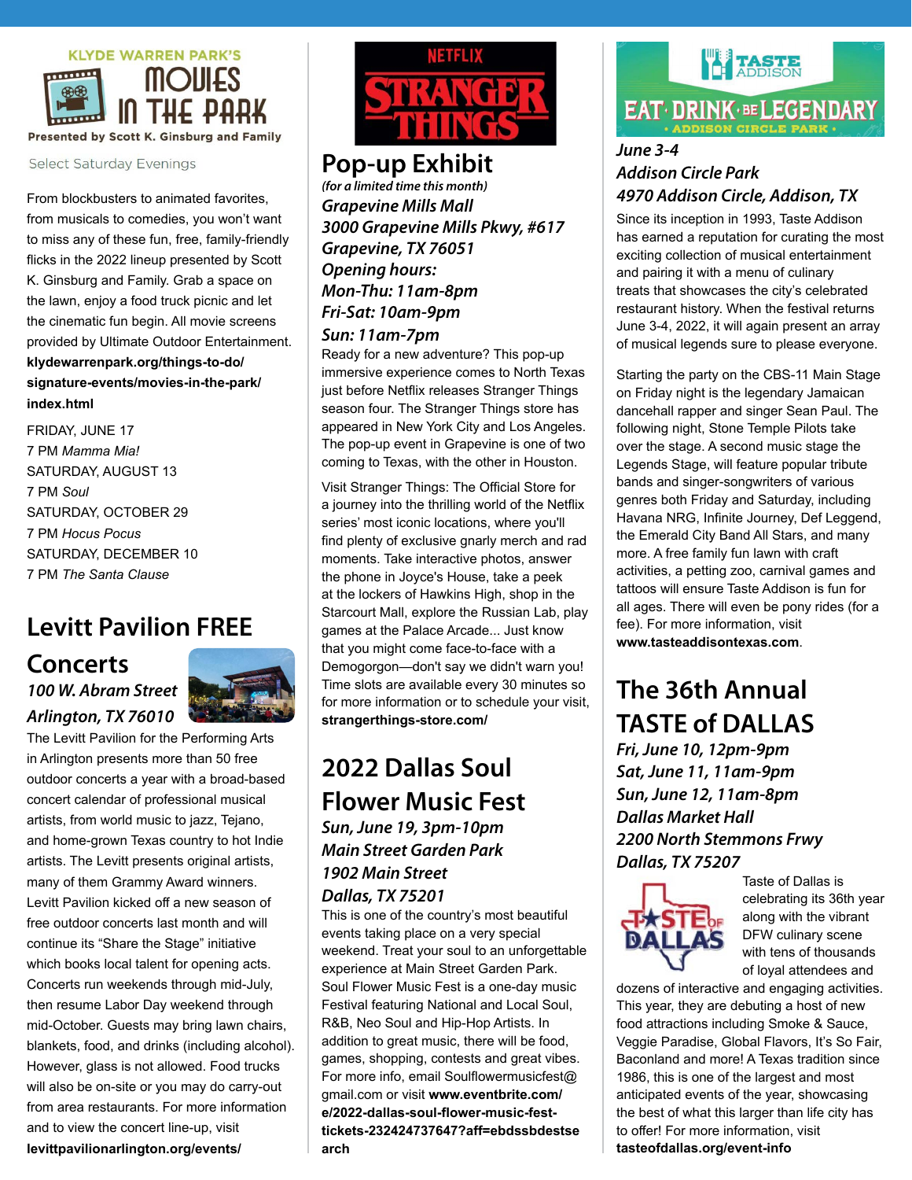KLYDE WARREN PARK'S

# MOVIES IN THE PARK

Presented by Scott K. Ginsburg and Family

Select Saturday Evenings

From blockbusters to animated favorites, from musicals to comedies, you won't want to miss any of these fun, free, family-friendly flicks in the 2022 lineup presented by Scott K. Ginsburg and Family. Grab a space on the lawn, enjoy a food truck picnic and let the cinematic fun begin. All movie screens provided by Ultimate Outdoor Entertainment. **klydewarrenpark.org/things-to-do/signature-events/movies-in-the-park/index.html**

FRIDAY, JUNE 17
7 PM *Mamma Mia!*
SATURDAY, AUGUST 13
7 PM *Soul*
SATURDAY, OCTOBER 29
7 PM *Hocus Pocus*
SATURDAY, DECEMBER 10
7 PM *The Santa Clause*

## Levitt Pavilion FREE Concerts

***100 W. Abram Street***
***Arlington, TX 76010***

The Levitt Pavilion for the Performing Arts in Arlington presents more than 50 free outdoor concerts a year with a broad-based concert calendar of professional musical artists, from world music to jazz, Tejano, and home-grown Texas country to hot Indie artists. The Levitt presents original artists, many of them Grammy Award winners. Levitt Pavilion kicked off a new season of free outdoor concerts last month and will continue its "Share the Stage" initiative which books local talent for opening acts. Concerts run weekends through mid-July, then resume Labor Day weekend through mid-October. Guests may bring lawn chairs, blankets, food, and drinks (including alcohol). However, glass is not allowed. Food trucks will also be on-site or you may do carry-out from area restaurants. For more information and to view the concert line-up, visit **levittpavilionarlington.org/events/**

NETFLIX STRANGER THINGS

## Pop-up Exhibit

*(for a limited time this month)*

***Grapevine Mills Mall***
***3000 Grapevine Mills Pkwy, #617***
***Grapevine, TX 76051***
***Opening hours:***
***Mon-Thu: 11am-8pm***
***Fri-Sat: 10am-9pm***
***Sun: 11am-7pm***

Ready for a new adventure? This pop-up immersive experience comes to North Texas just before Netflix releases Stranger Things season four. The Stranger Things store has appeared in New York City and Los Angeles. The pop-up event in Grapevine is one of two coming to Texas, with the other in Houston.

Visit Stranger Things: The Official Store for a journey into the thrilling world of the Netflix series' most iconic locations, where you'll find plenty of exclusive gnarly merch and rad moments. Take interactive photos, answer the phone in Joyce's House, take a peek at the lockers of Hawkins High, shop in the Starcourt Mall, explore the Russian Lab, play games at the Palace Arcade... Just know that you might come face-to-face with a Demogorgon—don't say we didn't warn you! Time slots are available every 30 minutes so for more information or to schedule your visit, **strangerthings-store.com/**

## 2022 Dallas Soul Flower Music Fest

***Sun, June 19, 3pm-10pm***
***Main Street Garden Park***
***1902 Main Street***
***Dallas, TX 75201***

This is one of the country's most beautiful events taking place on a very special weekend. Treat your soul to an unforgettable experience at Main Street Garden Park. Soul Flower Music Fest is a one-day music Festival featuring National and Local Soul, R&B, Neo Soul and Hip-Hop Artists. In addition to great music, there will be food, games, shopping, contests and great vibes. For more info, email Soulflowermusicfest@gmail.com or visit **www.eventbrite.com/e/2022-dallas-soul-flower-music-fest-tickets-232424737647?aff=ebdssbdestsearch**

TASTE ADDISON — EAT · DRINK · BE LEGENDARY • ADDISON CIRCLE PARK •

***June 3-4***
***Addison Circle Park***
***4970 Addison Circle, Addison, TX***

Since its inception in 1993, Taste Addison has earned a reputation for curating the most exciting collection of musical entertainment and pairing it with a menu of culinary treats that showcases the city's celebrated restaurant history. When the festival returns June 3-4, 2022, it will again present an array of musical legends sure to please everyone.

Starting the party on the CBS-11 Main Stage on Friday night is the legendary Jamaican dancehall rapper and singer Sean Paul. The following night, Stone Temple Pilots take over the stage. A second music stage the Legends Stage, will feature popular tribute bands and singer-songwriters of various genres both Friday and Saturday, including Havana NRG, Infinite Journey, Def Leggend, the Emerald City Band All Stars, and many more. A free family fun lawn with craft activities, a petting zoo, carnival games and tattoos will ensure Taste Addison is fun for all ages. There will even be pony rides (for a fee). For more information, visit **www.tasteaddisontexas.com**.

## The 36th Annual TASTE of DALLAS

***Fri, June 10, 12pm-9pm***
***Sat, June 11, 11am-9pm***
***Sun, June 12, 11am-8pm***
***Dallas Market Hall***
***2200 North Stemmons Frwy***
***Dallas, TX 75207***

Taste of Dallas is celebrating its 36th year along with the vibrant DFW culinary scene with tens of thousands of loyal attendees and dozens of interactive and engaging activities. This year, they are debuting a host of new food attractions including Smoke & Sauce, Veggie Paradise, Global Flavors, It's So Fair, Baconland and more! A Texas tradition since 1986, this is one of the largest and most anticipated events of the year, showcasing the best of what this larger than life city has to offer! For more information, visit **tasteofdallas.org/event-info**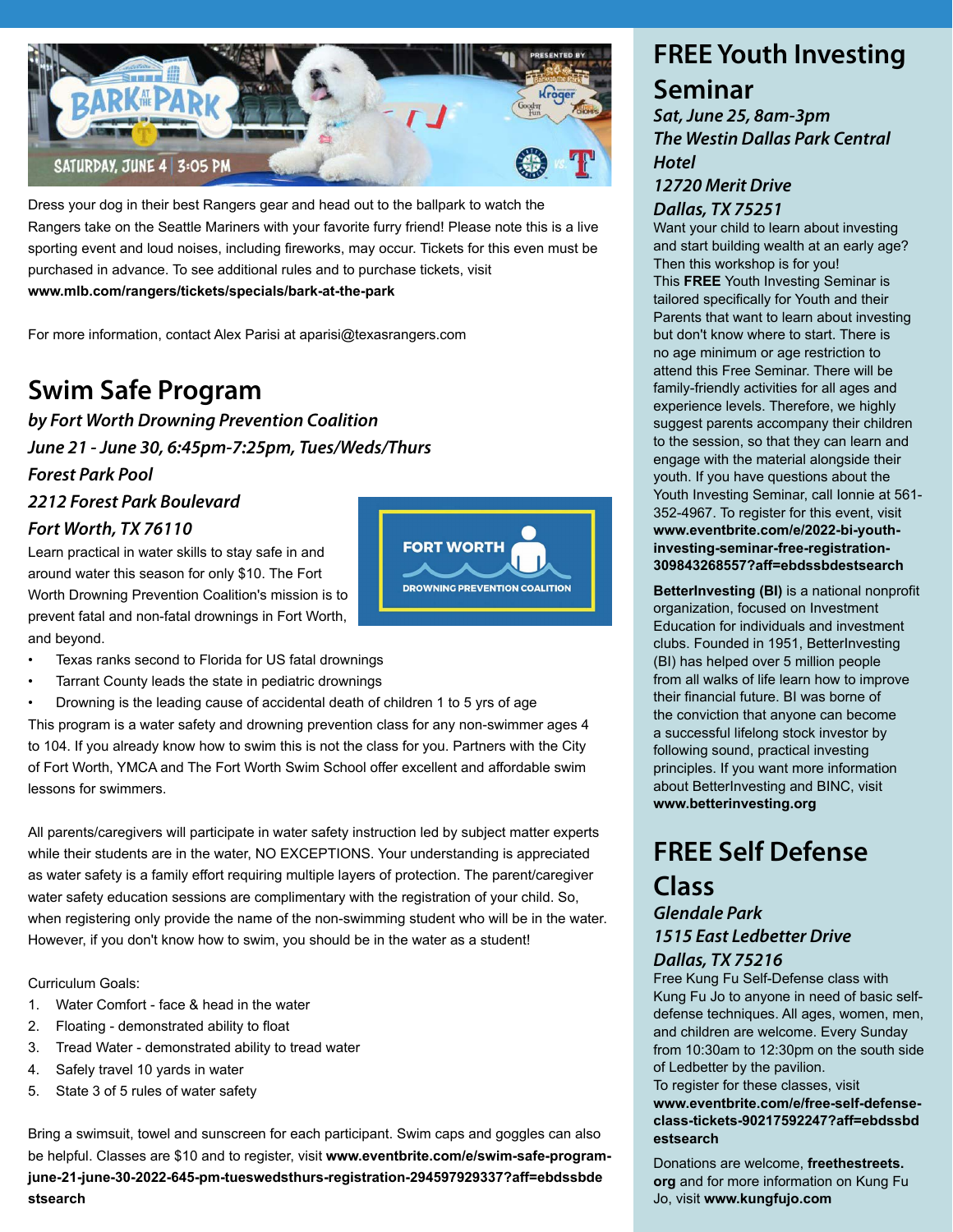Dress your dog in their best Rangers gear and head out to the ballpark to watch the Rangers take on the Seattle Mariners with your favorite furry friend! Please note this is a live sporting event and loud noises, including fireworks, may occur. Tickets for this even must be purchased in advance. To see additional rules and to purchase tickets, visit **www.mlb.com/rangers/tickets/specials/bark-at-the-park**

For more information, contact Alex Parisi at aparisi@texasrangers.com

## Swim Safe Program

***by Fort Worth Drowning Prevention Coalition***

***June 21 - June 30, 6:45pm-7:25pm, Tues/Weds/Thurs***

***Forest Park Pool***

***2212 Forest Park Boulevard***

***Fort Worth, TX 76110***

Learn practical in water skills to stay safe in and around water this season for only $10. The Fort Worth Drowning Prevention Coalition's mission is to prevent fatal and non-fatal drownings in Fort Worth, and beyond.

- Texas ranks second to Florida for US fatal drownings
- Tarrant County leads the state in pediatric drownings
- Drowning is the leading cause of accidental death of children 1 to 5 yrs of age

This program is a water safety and drowning prevention class for any non-swimmer ages 4 to 104. If you already know how to swim this is not the class for you. Partners with the City of Fort Worth, YMCA and The Fort Worth Swim School offer excellent and affordable swim lessons for swimmers.

All parents/caregivers will participate in water safety instruction led by subject matter experts while their students are in the water, NO EXCEPTIONS. Your understanding is appreciated as water safety is a family effort requiring multiple layers of protection. The parent/caregiver water safety education sessions are complimentary with the registration of your child. So, when registering only provide the name of the non-swimming student who will be in the water. However, if you don't know how to swim, you should be in the water as a student!

Curriculum Goals:

1. Water Comfort - face & head in the water
2. Floating - demonstrated ability to float
3. Tread Water - demonstrated ability to tread water
4. Safely travel 10 yards in water
5. State 3 of 5 rules of water safety

Bring a swimsuit, towel and sunscreen for each participant. Swim caps and goggles can also be helpful. Classes are $10 and to register, visit **www.eventbrite.com/e/swim-safe-program-june-21-june-30-2022-645-pm-tueswedsthurs-registration-294597929337?aff=ebdssbdestsearch**

## FREE Youth Investing Seminar

***Sat, June 25, 8am-3pm***

***The Westin Dallas Park Central Hotel***

***12720 Merit Drive***

***Dallas, TX 75251***

Want your child to learn about investing and start building wealth at an early age? Then this workshop is for you!

This **FREE** Youth Investing Seminar is tailored specifically for Youth and their Parents that want to learn about investing but don't know where to start. There is no age minimum or age restriction to attend this Free Seminar. There will be family-friendly activities for all ages and experience levels. Therefore, we highly suggest parents accompany their children to the session, so that they can learn and engage with the material alongside their youth. If you have questions about the Youth Investing Seminar, call Ionnie at 561-352-4967. To register for this event, visit **www.eventbrite.com/e/2022-bi-youth-investing-seminar-free-registration-309843268557?aff=ebdssbdestsearch**

**BetterInvesting (BI)** is a national nonprofit organization, focused on Investment Education for individuals and investment clubs. Founded in 1951, BetterInvesting (BI) has helped over 5 million people from all walks of life learn how to improve their financial future. BI was borne of the conviction that anyone can become a successful lifelong stock investor by following sound, practical investing principles. If you want more information about BetterInvesting and BINC, visit **www.betterinvesting.org**

## FREE Self Defense Class

***Glendale Park***

***1515 East Ledbetter Drive***

***Dallas, TX 75216***

Free Kung Fu Self-Defense class with Kung Fu Jo to anyone in need of basic self-defense techniques. All ages, women, men, and children are welcome. Every Sunday from 10:30am to 12:30pm on the south side of Ledbetter by the pavilion.

To register for these classes, visit **www.eventbrite.com/e/free-self-defense-class-tickets-90217592247?aff=ebdssbdestsearch**

Donations are welcome, **freethestreets.org** and for more information on Kung Fu Jo, visit **www.kungfujo.com**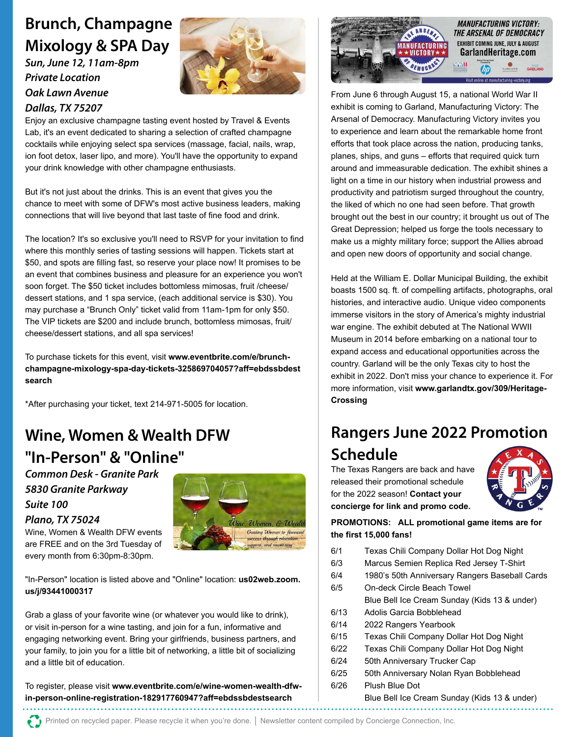## Brunch, Champagne Mixology & SPA Day

***Sun, June 12, 11am-8pm***
***Private Location***
***Oak Lawn Avenue***
***Dallas, TX 75207***

Enjoy an exclusive champagne tasting event hosted by Travel & Events Lab, it's an event dedicated to sharing a selection of crafted champagne cocktails while enjoying select spa services (massage, facial, nails, wrap, ion foot detox, laser lipo, and more). You'll have the opportunity to expand your drink knowledge with other champagne enthusiasts.

But it's not just about the drinks. This is an event that gives you the chance to meet with some of DFW's most active business leaders, making connections that will live beyond that last taste of fine food and drink.

The location? It's so exclusive you'll need to RSVP for your invitation to find where this monthly series of tasting sessions will happen. Tickets start at $50, and spots are filling fast, so reserve your place now! It promises to be an event that combines business and pleasure for an experience you won't soon forget. The $50 ticket includes bottomless mimosas, fruit /cheese/ dessert stations, and 1 spa service, (each additional service is $30). You may purchase a "Brunch Only" ticket valid from 11am-1pm for only $50. The VIP tickets are $200 and include brunch, bottomless mimosas, fruit/ cheese/dessert stations, and all spa services!

To purchase tickets for this event, visit **www.eventbrite.com/e/brunch-champagne-mixology-spa-day-tickets-325869704057?aff=ebdssbdestsearch**

*After purchasing your ticket, text 214-971-5005 for location.

## Wine, Women & Wealth DFW "In-Person" & "Online"

***Common Desk - Granite Park***
***5830 Granite Parkway***
***Suite 100***
***Plano, TX 75024***

Wine, Women & Wealth DFW events are FREE and on the 3rd Tuesday of every month from 6:30pm-8:30pm.

"In-Person" location is listed above and "Online" location: **us02web.zoom.us/j/93441000317**

Grab a glass of your favorite wine (or whatever you would like to drink), or visit in-person for a wine tasting, and join for a fun, informative and engaging networking event. Bring your girlfriends, business partners, and your family, to join you for a little bit of networking, a little bit of socializing and a little bit of education.

To register, please visit **www.eventbrite.com/e/wine-women-wealth-dfw-in-person-online-registration-182917760947?aff=ebdssbdestsearch**

From June 6 through August 15, a national World War II exhibit is coming to Garland, Manufacturing Victory: The Arsenal of Democracy. Manufacturing Victory invites you to experience and learn about the remarkable home front efforts that took place across the nation, producing tanks, planes, ships, and guns – efforts that required quick turn around and immeasurable dedication. The exhibit shines a light on a time in our history when industrial prowess and productivity and patriotism surged throughout the country, the liked of which no one had seen before. That growth brought out the best in our country; it brought us out of The Great Depression; helped us forge the tools necessary to make us a mighty military force; support the Allies abroad and open new doors of opportunity and social change.

Held at the William E. Dollar Municipal Building, the exhibit boasts 1500 sq. ft. of compelling artifacts, photographs, oral histories, and interactive audio. Unique video components immerse visitors in the story of America's mighty industrial war engine. The exhibit debuted at The National WWII Museum in 2014 before embarking on a national tour to expand access and educational opportunities across the country. Garland will be the only Texas city to host the exhibit in 2022. Don't miss your chance to experience it. For more information, visit **www.garlandtx.gov/309/Heritage-Crossing**

## Rangers June 2022 Promotion Schedule

The Texas Rangers are back and have released their promotional schedule for the 2022 season! **Contact your concierge for link and promo code.**

**PROMOTIONS: ALL promotional game items are for the first 15,000 fans!**

| | |
|---|---|
| 6/1 | Texas Chili Company Dollar Hot Dog Night |
| 6/3 | Marcus Semien Replica Red Jersey T-Shirt |
| 6/4 | 1980's 50th Anniversary Rangers Baseball Cards |
| 6/5 | On-deck Circle Beach Towel |
| | Blue Bell Ice Cream Sunday (Kids 13 & under) |
| 6/13 | Adolis Garcia Bobblehead |
| 6/14 | 2022 Rangers Yearbook |
| 6/15 | Texas Chili Company Dollar Hot Dog Night |
| 6/22 | Texas Chili Company Dollar Hot Dog Night |
| 6/24 | 50th Anniversary Trucker Cap |
| 6/25 | 50th Anniversary Nolan Ryan Bobblehead |
| 6/26 | Plush Blue Dot |
| | Blue Bell Ice Cream Sunday (Kids 13 & under) |

Printed on recycled paper. Please recycle it when you're done. | Newsletter content compiled by Concierge Connection, Inc.